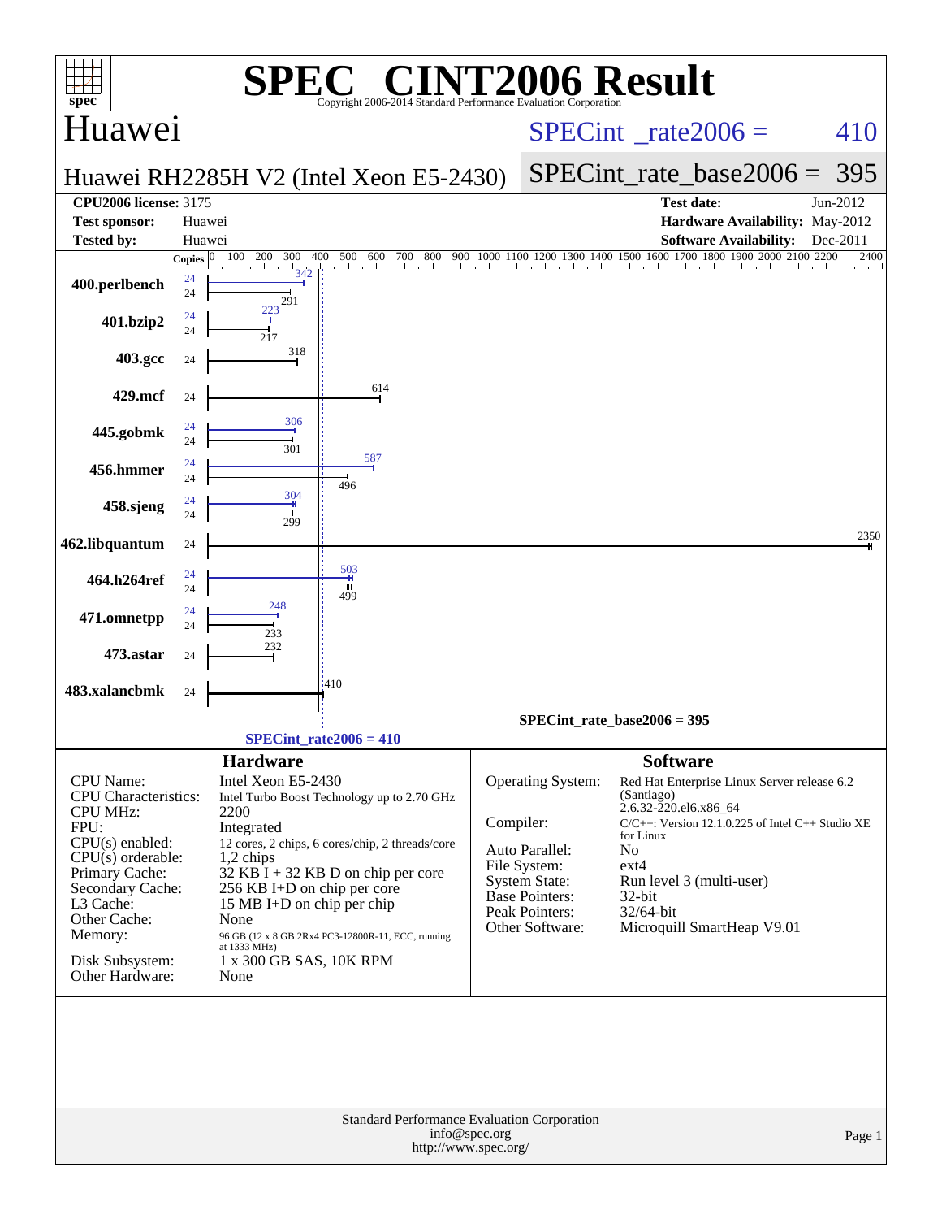# SPEC® CINT2006 Result

Copyright 2006-2014 Standard Performance Evaluation Corporation

## Huawei

**Huawei RH2285H V2 (Intel Xeon E5-2430)**

SPECint_rate2006 = 410

SPECint_rate_base2006 = 395

| | | | |
|---|---|---|---|
| **CPU2006 license:** 3175 | | **Test date:** | Jun-2012 |
| **Test sponsor:** | Huawei | **Hardware Availability:** | May-2012 |
| **Tested by:** | Huawei | **Software Availability:** | Dec-2011 |

| Benchmark | Copies (peak) | Copies (base) | Peak | Base |
|---|---|---|---|---|
| 400.perlbench | 24 | 24 | 342 | 291 |
| 401.bzip2 | 24 | 24 | 223 | 217 |
| 403.gcc | | 24 | | 318 |
| 429.mcf | | 24 | | 614 |
| 445.gobmk | 24 | 24 | 306 | 301 |
| 456.hmmer | 24 | 24 | 587 | 496 |
| 458.sjeng | 24 | 24 | 304 | 299 |
| 462.libquantum | | 24 | | 2350 |
| 464.h264ref | 24 | 24 | 503 | 499 |
| 471.omnetpp | 24 | 24 | 248 | 233 |
| 473.astar | | 24 | | 232 |
| 483.xalancbmk | | 24 | | 410 |

SPECint_rate_base2006 = 395

SPECint_rate2006 = 410

## Hardware

| | |
|---|---|
| CPU Name: | Intel Xeon E5-2430 |
| CPU Characteristics: | Intel Turbo Boost Technology up to 2.70 GHz |
| CPU MHz: | 2200 |
| FPU: | Integrated |
| CPU(s) enabled: | 12 cores, 2 chips, 6 cores/chip, 2 threads/core |
| CPU(s) orderable: | 1,2 chips |
| Primary Cache: | 32 KB I + 32 KB D on chip per core |
| Secondary Cache: | 256 KB I+D on chip per core |
| L3 Cache: | 15 MB I+D on chip per chip |
| Other Cache: | None |
| Memory: | 96 GB (12 x 8 GB 2Rx4 PC3-12800R-11, ECC, running at 1333 MHz) |
| Disk Subsystem: | 1 x 300 GB SAS, 10K RPM |
| Other Hardware: | None |

## Software

| | |
|---|---|
| Operating System: | Red Hat Enterprise Linux Server release 6.2 (Santiago) 2.6.32-220.el6.x86_64 |
| Compiler: | C/C++: Version 12.1.0.225 of Intel C++ Studio XE for Linux |
| Auto Parallel: | No |
| File System: | ext4 |
| System State: | Run level 3 (multi-user) |
| Base Pointers: | 32-bit |
| Peak Pointers: | 32/64-bit |
| Other Software: | Microquill SmartHeap V9.01 |

Standard Performance Evaluation Corporation
info@spec.org
http://www.spec.org/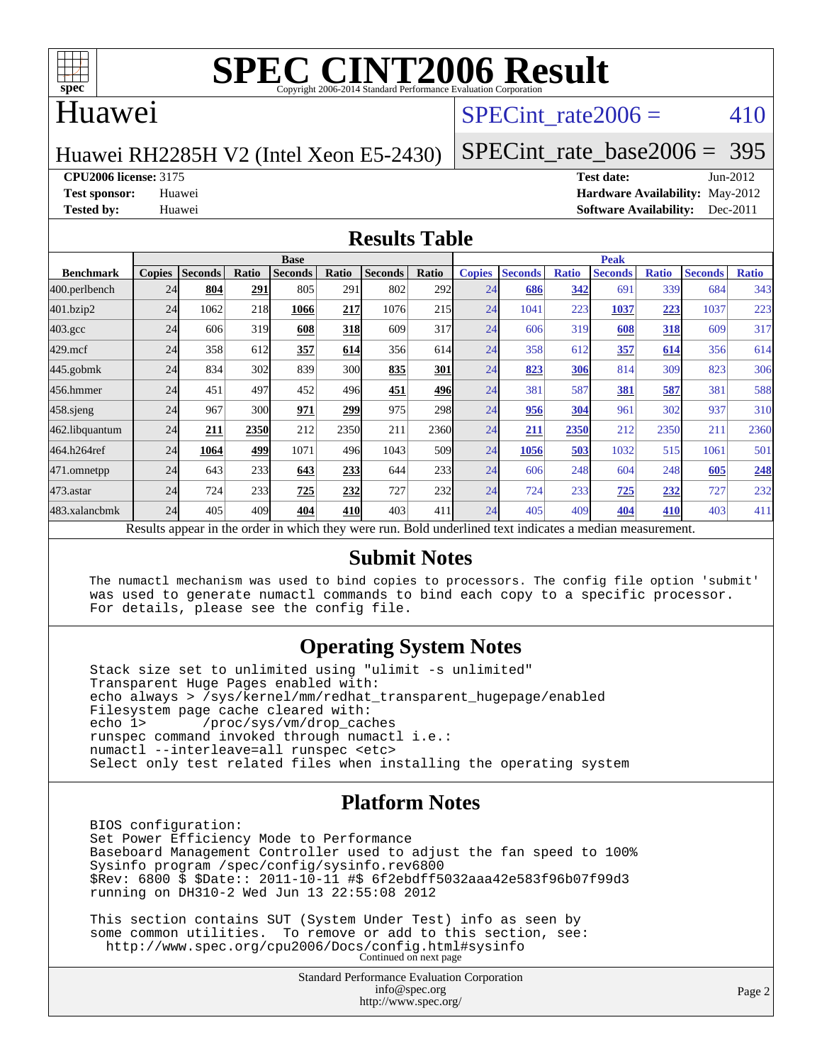# SPEC CINT2006 Result

Copyright 2006-2014 Standard Performance Evaluation Corporation

## Huawei

Huawei RH2285H V2 (Intel Xeon E5-2430)

SPECint_rate2006 = 410

SPECint_rate_base2006 = 395

**CPU2006 license:** 3175

**Test sponsor:** Huawei

**Tested by:** Huawei

**Test date:** Jun-2012

**Hardware Availability:** May-2012

**Software Availability:** Dec-2011

## Results Table

| | Base | | | | | | | | Peak | | | | | | |
|---|---|---|---|---|---|---|---|---|---|---|---|---|---|---|---|
| **Benchmark** | **Copies** | **Seconds** | **Ratio** | **Seconds** | **Ratio** | **Seconds** | **Ratio** | **Copies** | **Seconds** | **Ratio** | **Seconds** | **Ratio** | **Seconds** | **Ratio** |
| 400.perlbench | 24 | **804** | **291** | 805 | 291 | 802 | 292 | 24 | **686** | **342** | 691 | 339 | 684 | 343 |
| 401.bzip2 | 24 | 1062 | 218 | **1066** | **217** | 1076 | 215 | 24 | 1041 | 223 | **1037** | **223** | 1037 | 223 |
| 403.gcc | 24 | 606 | 319 | **608** | **318** | 609 | 317 | 24 | 606 | 319 | **608** | **318** | 609 | 317 |
| 429.mcf | 24 | 358 | 612 | **357** | **614** | 356 | 614 | 24 | 358 | 612 | **357** | **614** | 356 | 614 |
| 445.gobmk | 24 | 834 | 302 | 839 | 300 | **835** | **301** | 24 | **823** | **306** | 814 | 309 | 823 | 306 |
| 456.hmmer | 24 | 451 | 497 | 452 | 496 | **451** | **496** | 24 | 381 | 587 | **381** | **587** | 381 | 588 |
| 458.sjeng | 24 | 967 | 300 | **971** | **299** | 975 | 298 | 24 | **956** | **304** | 961 | 302 | 937 | 310 |
| 462.libquantum | 24 | **211** | **2350** | 212 | 2350 | 211 | 2360 | 24 | **211** | **2350** | 212 | 2350 | 211 | 2360 |
| 464.h264ref | 24 | **1064** | **499** | 1071 | 496 | 1043 | 509 | 24 | **1056** | **503** | 1032 | 515 | 1061 | 501 |
| 471.omnetpp | 24 | 643 | 233 | **643** | **233** | 644 | 233 | 24 | 606 | 248 | 604 | 248 | **605** | **248** |
| 473.astar | 24 | 724 | 233 | **725** | **232** | 727 | 232 | 24 | 724 | 233 | **725** | **232** | 727 | 232 |
| 483.xalancbmk | 24 | 405 | 409 | **404** | **410** | 403 | 411 | 24 | 405 | 409 | **404** | **410** | 403 | 411 |

Results appear in the order in which they were run. Bold underlined text indicates a median measurement.

## Submit Notes

```
The numactl mechanism was used to bind copies to processors. The config file option 'submit'
was used to generate numactl commands to bind each copy to a specific processor.
For details, please see the config file.
```

## Operating System Notes

```
Stack size set to unlimited using "ulimit -s unlimited"
Transparent Huge Pages enabled with:
echo always > /sys/kernel/mm/redhat_transparent_hugepage/enabled
Filesystem page cache cleared with:
echo 1>       /proc/sys/vm/drop_caches
runspec command invoked through numactl i.e.:
numactl --interleave=all runspec <etc>
Select only test related files when installing the operating system
```

## Platform Notes

```
BIOS configuration:
Set Power Efficiency Mode to Performance
Baseboard Management Controller used to adjust the fan speed to 100%
Sysinfo program /spec/config/sysinfo.rev6800
$Rev: 6800 $ $Date:: 2011-10-11 #$ 6f2ebdff5032aaa42e583f96b07f99d3
running on DH310-2 Wed Jun 13 22:55:08 2012

This section contains SUT (System Under Test) info as seen by
some common utilities.  To remove or add to this section, see:
  http://www.spec.org/cpu2006/Docs/config.html#sysinfo
```

Continued on next page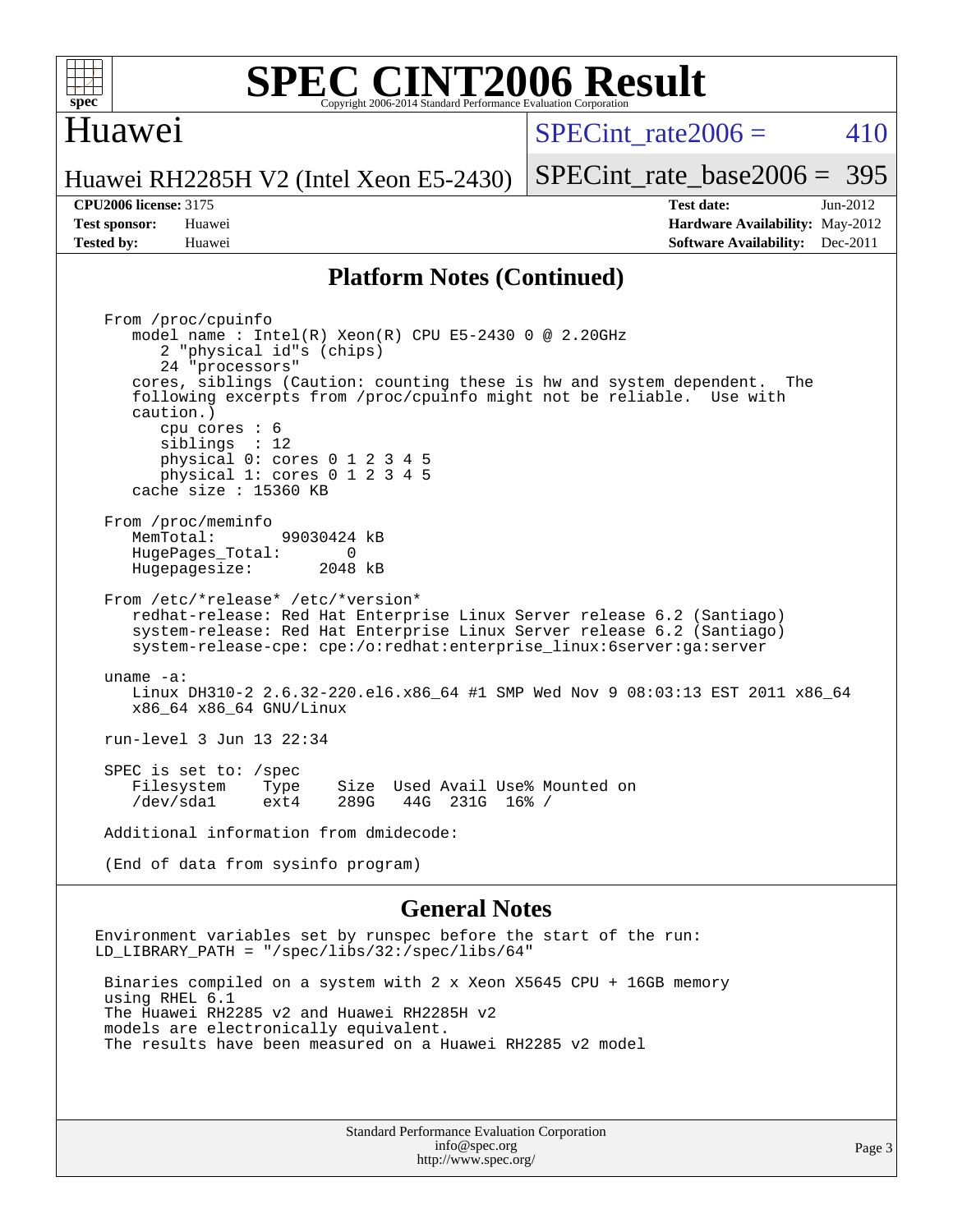# SPEC CINT2006 Result

## Huawei

Huawei RH2285H V2 (Intel Xeon E5-2430)

SPECint_rate2006 = 410

SPECint_rate_base2006 = 395

**CPU2006 license:** 3175
**Test sponsor:** Huawei
**Tested by:** Huawei

**Test date:** Jun-2012
**Hardware Availability:** May-2012
**Software Availability:** Dec-2011

## Platform Notes (Continued)

```
From /proc/cpuinfo
   model name : Intel(R) Xeon(R) CPU E5-2430 0 @ 2.20GHz
      2 "physical id"s (chips)
      24 "processors"
   cores, siblings (Caution: counting these is hw and system dependent.  The
   following excerpts from /proc/cpuinfo might not be reliable.  Use with
   caution.)
      cpu cores : 6
      siblings  : 12
      physical 0: cores 0 1 2 3 4 5
      physical 1: cores 0 1 2 3 4 5
   cache size : 15360 KB

From /proc/meminfo
   MemTotal:       99030424 kB
   HugePages_Total:       0
   Hugepagesize:       2048 kB

From /etc/*release* /etc/*version*
   redhat-release: Red Hat Enterprise Linux Server release 6.2 (Santiago)
   system-release: Red Hat Enterprise Linux Server release 6.2 (Santiago)
   system-release-cpe: cpe:/o:redhat:enterprise_linux:6server:ga:server

uname -a:
   Linux DH310-2 2.6.32-220.el6.x86_64 #1 SMP Wed Nov 9 08:03:13 EST 2011 x86_64
   x86_64 x86_64 GNU/Linux

run-level 3 Jun 13 22:34

SPEC is set to: /spec
   Filesystem    Type    Size  Used Avail Use% Mounted on
   /dev/sda1     ext4    289G   44G  231G  16% /

Additional information from dmidecode:

(End of data from sysinfo program)
```

## General Notes

```
Environment variables set by runspec before the start of the run:
LD_LIBRARY_PATH = "/spec/libs/32:/spec/libs/64"

 Binaries compiled on a system with 2 x Xeon X5645 CPU + 16GB memory
 using RHEL 6.1
 The Huawei RH2285 v2 and Huawei RH2285H v2
 models are electronically equivalent.
 The results have been measured on a Huawei RH2285 v2 model
```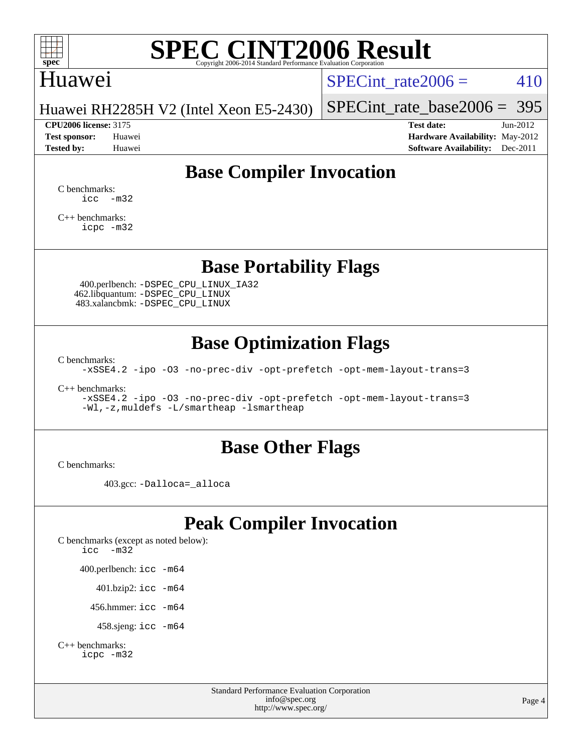# SPEC CINT2006 Result

Copyright 2006-2014 Standard Performance Evaluation Corporation

## Huawei

Huawei RH2285H V2 (Intel Xeon E5-2430)

SPECint_rate2006 = 410

SPECint_rate_base2006 = 395

**CPU2006 license:** 3175
**Test sponsor:** Huawei
**Tested by:** Huawei

**Test date:** Jun-2012
**Hardware Availability:** May-2012
**Software Availability:** Dec-2011

## Base Compiler Invocation

C benchmarks:
```
icc  -m32
```

C++ benchmarks:
```
icpc -m32
```

## Base Portability Flags

400.perlbench: `-DSPEC_CPU_LINUX_IA32`
462.libquantum: `-DSPEC_CPU_LINUX`
483.xalancbmk: `-DSPEC_CPU_LINUX`

## Base Optimization Flags

C benchmarks:
```
-xSSE4.2 -ipo -O3 -no-prec-div -opt-prefetch -opt-mem-layout-trans=3
```

C++ benchmarks:
```
-xSSE4.2 -ipo -O3 -no-prec-div -opt-prefetch -opt-mem-layout-trans=3
-Wl,-z,muldefs -L/smartheap -lsmartheap
```

## Base Other Flags

C benchmarks:

403.gcc: `-Dalloca=_alloca`

## Peak Compiler Invocation

C benchmarks (except as noted below):
```
icc  -m32
```

400.perlbench: `icc -m64`

401.bzip2: `icc -m64`

456.hmmer: `icc -m64`

458.sjeng: `icc -m64`

C++ benchmarks:
```
icpc -m32
```

Standard Performance Evaluation Corporation
info@spec.org
http://www.spec.org/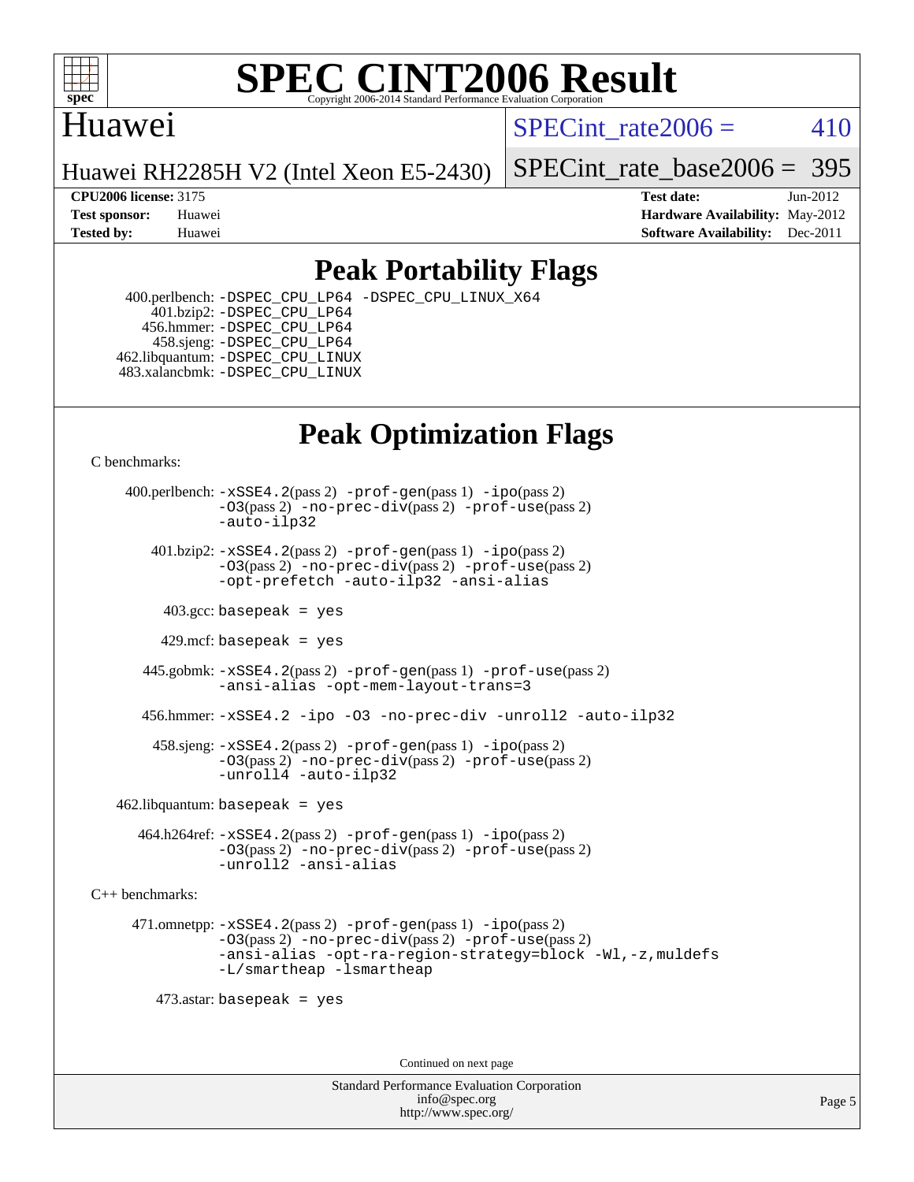# SPEC CINT2006 Result

Copyright 2006-2014 Standard Performance Evaluation Corporation

## Huawei

Huawei RH2285H V2 (Intel Xeon E5-2430)

SPECint_rate2006 = 410

SPECint_rate_base2006 = 395

**CPU2006 license:** 3175
**Test sponsor:** Huawei
**Tested by:** Huawei

**Test date:** Jun-2012
**Hardware Availability:** May-2012
**Software Availability:** Dec-2011

## Peak Portability Flags

400.perlbench: `-DSPEC_CPU_LP64 -DSPEC_CPU_LINUX_X64`
401.bzip2: `-DSPEC_CPU_LP64`
456.hmmer: `-DSPEC_CPU_LP64`
458.sjeng: `-DSPEC_CPU_LP64`
462.libquantum: `-DSPEC_CPU_LINUX`
483.xalancbmk: `-DSPEC_CPU_LINUX`

## Peak Optimization Flags

C benchmarks:

400.perlbench: `-xSSE4.2`(pass 2) `-prof-gen`(pass 1) `-ipo`(pass 2) `-O3`(pass 2) `-no-prec-div`(pass 2) `-prof-use`(pass 2) `-auto-ilp32`

401.bzip2: `-xSSE4.2`(pass 2) `-prof-gen`(pass 1) `-ipo`(pass 2) `-O3`(pass 2) `-no-prec-div`(pass 2) `-prof-use`(pass 2) `-opt-prefetch -auto-ilp32 -ansi-alias`

403.gcc: `basepeak = yes`

429.mcf: `basepeak = yes`

445.gobmk: `-xSSE4.2`(pass 2) `-prof-gen`(pass 1) `-prof-use`(pass 2) `-ansi-alias -opt-mem-layout-trans=3`

456.hmmer: `-xSSE4.2 -ipo -O3 -no-prec-div -unroll2 -auto-ilp32`

458.sjeng: `-xSSE4.2`(pass 2) `-prof-gen`(pass 1) `-ipo`(pass 2) `-O3`(pass 2) `-no-prec-div`(pass 2) `-prof-use`(pass 2) `-unroll4 -auto-ilp32`

462.libquantum: `basepeak = yes`

464.h264ref: `-xSSE4.2`(pass 2) `-prof-gen`(pass 1) `-ipo`(pass 2) `-O3`(pass 2) `-no-prec-div`(pass 2) `-prof-use`(pass 2) `-unroll2 -ansi-alias`

C++ benchmarks:

471.omnetpp: `-xSSE4.2`(pass 2) `-prof-gen`(pass 1) `-ipo`(pass 2) `-O3`(pass 2) `-no-prec-div`(pass 2) `-prof-use`(pass 2) `-ansi-alias -opt-ra-region-strategy=block -Wl,-z,muldefs -L/smartheap -lsmartheap`

473.astar: `basepeak = yes`

Continued on next page

Standard Performance Evaluation Corporation
info@spec.org
http://www.spec.org/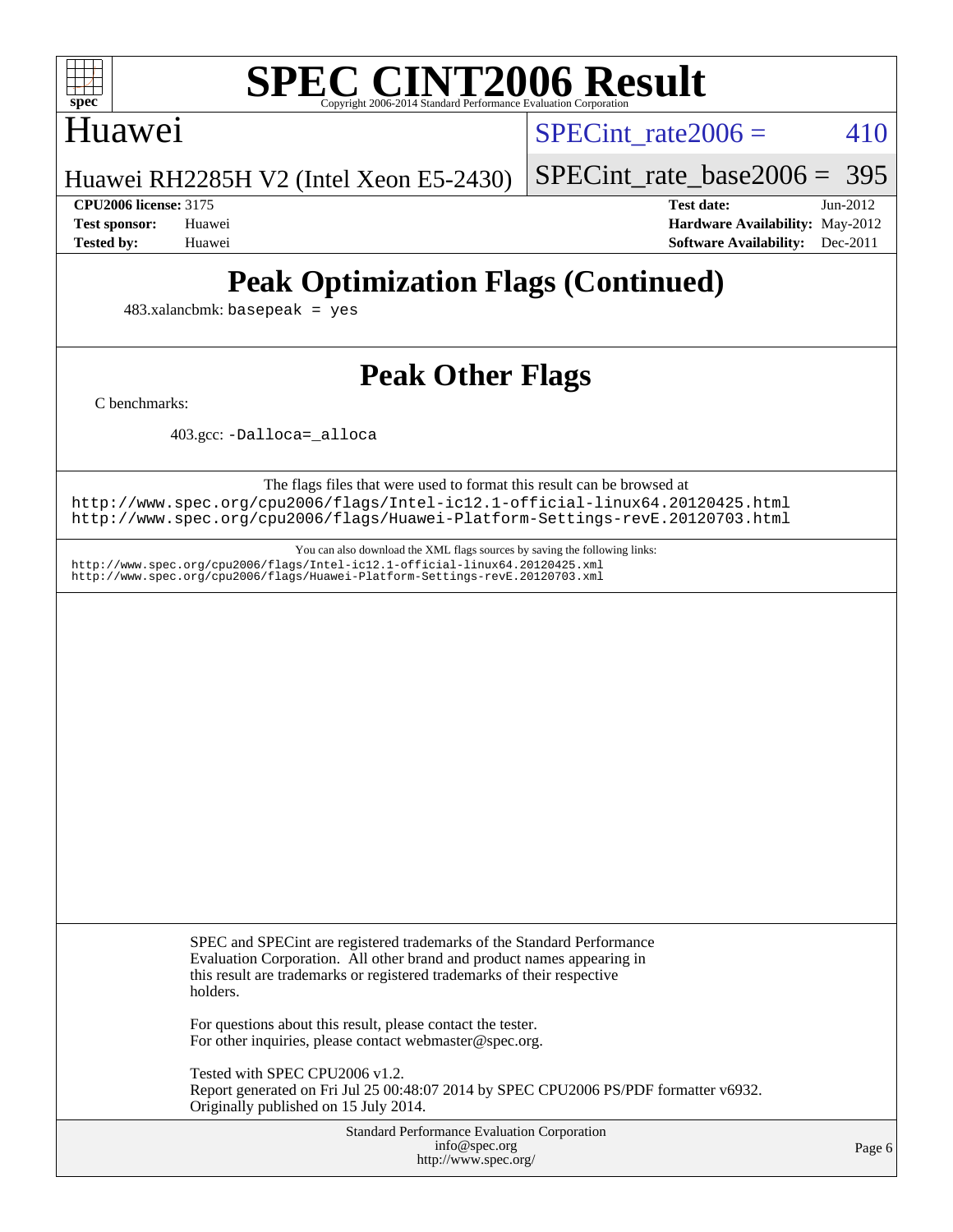# Peak Optimization Flags (Continued)

483.xalancbmk: basepeak = yes

# Peak Other Flags

C benchmarks:

403.gcc: -Dalloca=_alloca

The flags files that were used to format this result can be browsed at
http://www.spec.org/cpu2006/flags/Intel-ic12.1-official-linux64.20120425.html
http://www.spec.org/cpu2006/flags/Huawei-Platform-Settings-revE.20120703.html

You can also download the XML flags sources by saving the following links:
http://www.spec.org/cpu2006/flags/Intel-ic12.1-official-linux64.20120425.xml
http://www.spec.org/cpu2006/flags/Huawei-Platform-Settings-revE.20120703.xml

SPEC and SPECint are registered trademarks of the Standard Performance Evaluation Corporation. All other brand and product names appearing in this result are trademarks or registered trademarks of their respective holders.

For questions about this result, please contact the tester.
For other inquiries, please contact webmaster@spec.org.

Tested with SPEC CPU2006 v1.2.
Report generated on Fri Jul 25 00:48:07 2014 by SPEC CPU2006 PS/PDF formatter v6932.
Originally published on 15 July 2014.